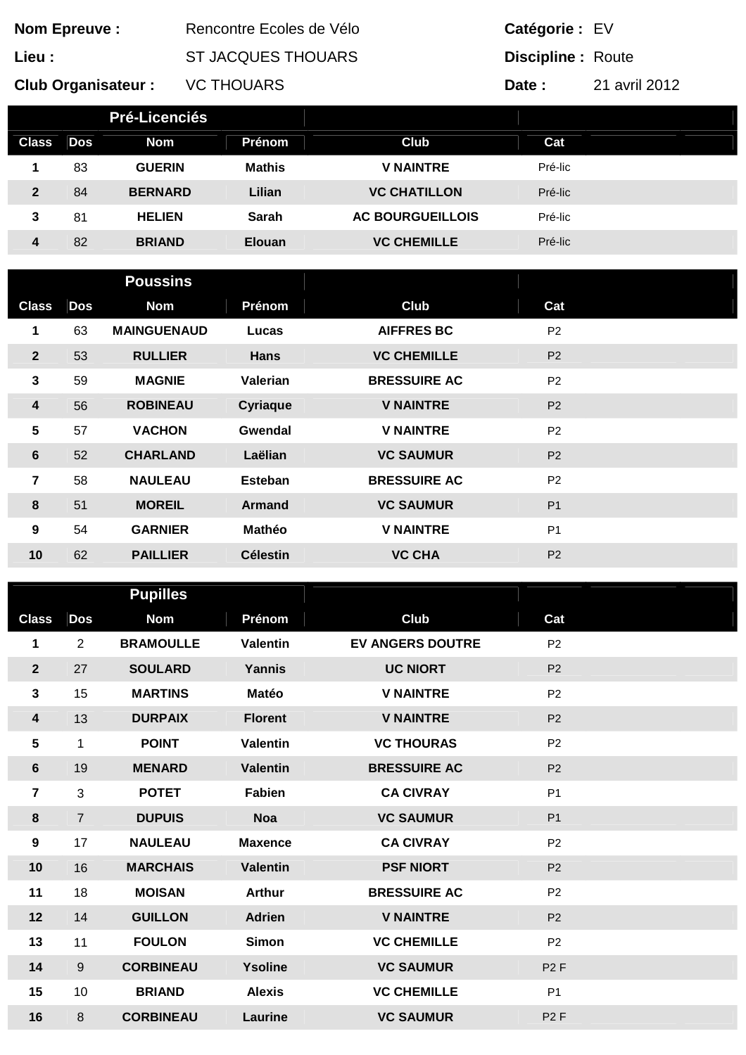**Nom Epreuve :** Rencontre Ecoles de Vélo

**Lieu :** ST JACQUES THOUARS

**Club Organisateur :** VC THOUARS

**Catégorie :** EV

**Discipline :** Route

**Date :** 21 avril 2012

## Pré-Licenciés

| Class | Dos | Nom | Prénom | Club | Cat |
|---|---|---|---|---|---|
| 1 | 83 | GUERIN | Mathis | V NAINTRE | Pré-lic |
| 2 | 84 | BERNARD | Lilian | VC CHATILLON | Pré-lic |
| 3 | 81 | HELIEN | Sarah | AC BOURGUEILLOIS | Pré-lic |
| 4 | 82 | BRIAND | Elouan | VC CHEMILLE | Pré-lic |

## Poussins

| Class | Dos | Nom | Prénom | Club | Cat |
|---|---|---|---|---|---|
| 1 | 63 | MAINGUENAUD | Lucas | AIFFRES BC | P2 |
| 2 | 53 | RULLIER | Hans | VC CHEMILLE | P2 |
| 3 | 59 | MAGNIE | Valerian | BRESSUIRE AC | P2 |
| 4 | 56 | ROBINEAU | Cyriaque | V NAINTRE | P2 |
| 5 | 57 | VACHON | Gwendal | V NAINTRE | P2 |
| 6 | 52 | CHARLAND | Laëlian | VC SAUMUR | P2 |
| 7 | 58 | NAULEAU | Esteban | BRESSUIRE AC | P2 |
| 8 | 51 | MOREIL | Armand | VC SAUMUR | P1 |
| 9 | 54 | GARNIER | Mathéo | V NAINTRE | P1 |
| 10 | 62 | PAILLIER | Célestin | VC CHA | P2 |

## Pupilles

| Class | Dos | Nom | Prénom | Club | Cat |
|---|---|---|---|---|---|
| 1 | 2 | BRAMOULLE | Valentin | EV ANGERS DOUTRE | P2 |
| 2 | 27 | SOULARD | Yannis | UC NIORT | P2 |
| 3 | 15 | MARTINS | Matéo | V NAINTRE | P2 |
| 4 | 13 | DURPAIX | Florent | V NAINTRE | P2 |
| 5 | 1 | POINT | Valentin | VC THOURAS | P2 |
| 6 | 19 | MENARD | Valentin | BRESSUIRE AC | P2 |
| 7 | 3 | POTET | Fabien | CA CIVRAY | P1 |
| 8 | 7 | DUPUIS | Noa | VC SAUMUR | P1 |
| 9 | 17 | NAULEAU | Maxence | CA CIVRAY | P2 |
| 10 | 16 | MARCHAIS | Valentin | PSF NIORT | P2 |
| 11 | 18 | MOISAN | Arthur | BRESSUIRE AC | P2 |
| 12 | 14 | GUILLON | Adrien | V NAINTRE | P2 |
| 13 | 11 | FOULON | Simon | VC CHEMILLE | P2 |
| 14 | 9 | CORBINEAU | Ysoline | VC SAUMUR | P2 F |
| 15 | 10 | BRIAND | Alexis | VC CHEMILLE | P1 |
| 16 | 8 | CORBINEAU | Laurine | VC SAUMUR | P2 F |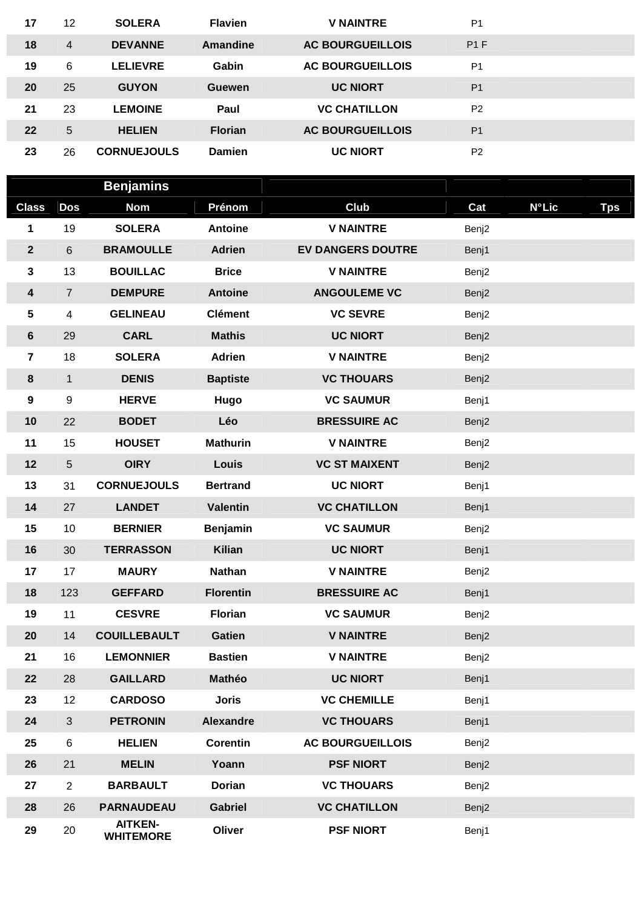| 17 | 12 | SOLERA | Flavien | V NAINTRE | P1 | | |
|---|---|---|---|---|---|---|---|
| 18 | 4 | DEVANNE | Amandine | AC BOURGUEILLOIS | P1 F | | |
| 19 | 6 | LELIEVRE | Gabin | AC BOURGUEILLOIS | P1 | | |
| 20 | 25 | GUYON | Guewen | UC NIORT | P1 | | |
| 21 | 23 | LEMOINE | Paul | VC CHATILLON | P2 | | |
| 22 | 5 | HELIEN | Florian | AC BOURGUEILLOIS | P1 | | |
| 23 | 26 | CORNUEJOULS | Damien | UC NIORT | P2 | | |

| | | Benjamins | | | | | |
|---|---|---|---|---|---|---|---|
| **Class** | **Dos** | **Nom** | **Prénom** | **Club** | **Cat** | **N°Lic** | **Tps** |
| 1 | 19 | SOLERA | Antoine | V NAINTRE | Benj2 | | |
| 2 | 6 | BRAMOULLE | Adrien | EV DANGERS DOUTRE | Benj1 | | |
| 3 | 13 | BOUILLAC | Brice | V NAINTRE | Benj2 | | |
| 4 | 7 | DEMPURE | Antoine | ANGOULEME VC | Benj2 | | |
| 5 | 4 | GELINEAU | Clément | VC SEVRE | Benj2 | | |
| 6 | 29 | CARL | Mathis | UC NIORT | Benj2 | | |
| 7 | 18 | SOLERA | Adrien | V NAINTRE | Benj2 | | |
| 8 | 1 | DENIS | Baptiste | VC THOUARS | Benj2 | | |
| 9 | 9 | HERVE | Hugo | VC SAUMUR | Benj1 | | |
| 10 | 22 | BODET | Léo | BRESSUIRE AC | Benj2 | | |
| 11 | 15 | HOUSET | Mathurin | V NAINTRE | Benj2 | | |
| 12 | 5 | OIRY | Louis | VC ST MAIXENT | Benj2 | | |
| 13 | 31 | CORNUEJOULS | Bertrand | UC NIORT | Benj1 | | |
| 14 | 27 | LANDET | Valentin | VC CHATILLON | Benj1 | | |
| 15 | 10 | BERNIER | Benjamin | VC SAUMUR | Benj2 | | |
| 16 | 30 | TERRASSON | Kilian | UC NIORT | Benj1 | | |
| 17 | 17 | MAURY | Nathan | V NAINTRE | Benj2 | | |
| 18 | 123 | GEFFARD | Florentin | BRESSUIRE AC | Benj1 | | |
| 19 | 11 | CESVRE | Florian | VC SAUMUR | Benj2 | | |
| 20 | 14 | COUILLEBAULT | Gatien | V NAINTRE | Benj2 | | |
| 21 | 16 | LEMONNIER | Bastien | V NAINTRE | Benj2 | | |
| 22 | 28 | GAILLARD | Mathéo | UC NIORT | Benj1 | | |
| 23 | 12 | CARDOSO | Joris | VC CHEMILLE | Benj1 | | |
| 24 | 3 | PETRONIN | Alexandre | VC THOUARS | Benj1 | | |
| 25 | 6 | HELIEN | Corentin | AC BOURGUEILLOIS | Benj2 | | |
| 26 | 21 | MELIN | Yoann | PSF NIORT | Benj2 | | |
| 27 | 2 | BARBAULT | Dorian | VC THOUARS | Benj2 | | |
| 28 | 26 | PARNAUDEAU | Gabriel | VC CHATILLON | Benj2 | | |
| 29 | 20 | AITKEN-WHITEMORE | Oliver | PSF NIORT | Benj1 | | |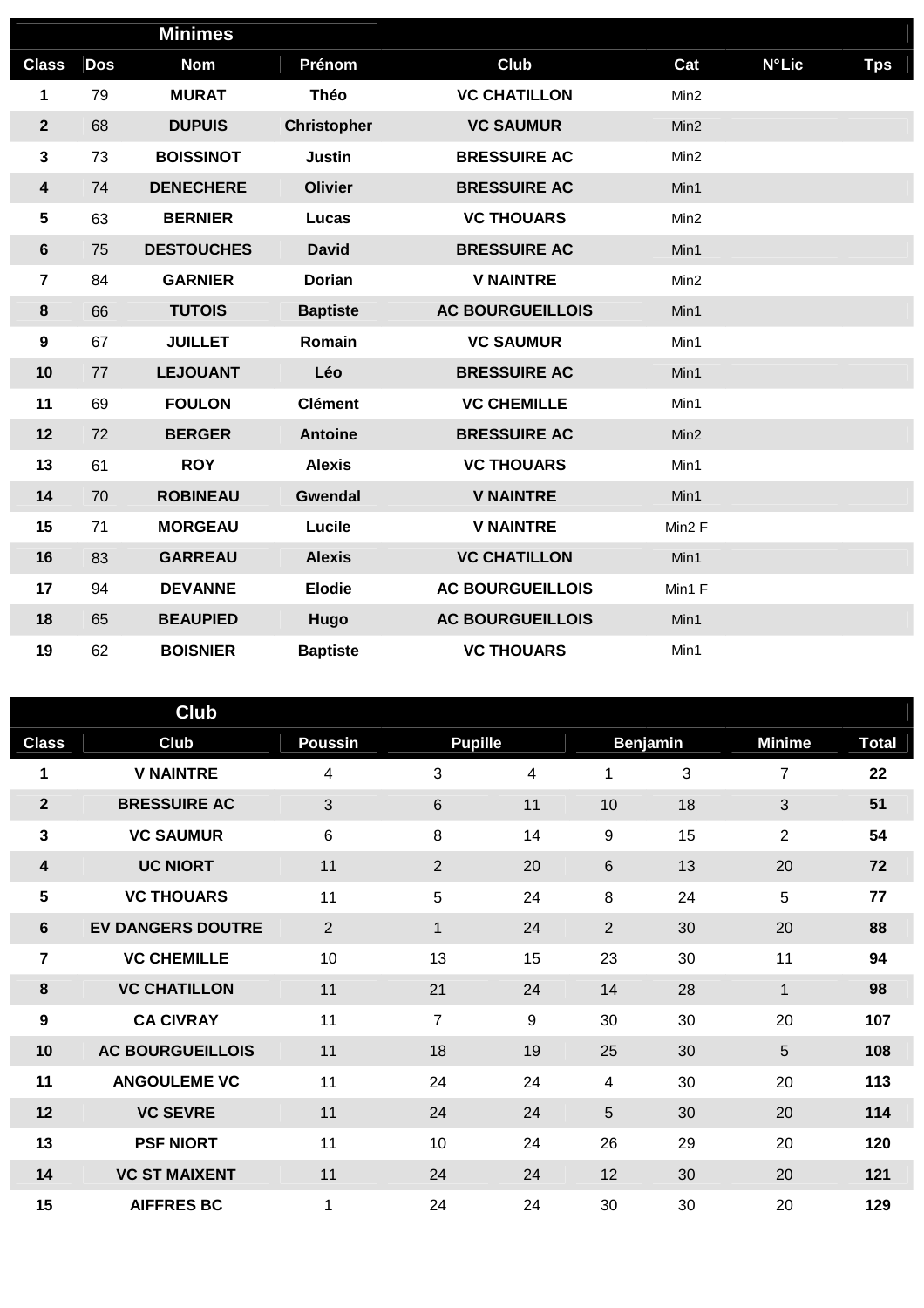## Minimes

| Class | Dos | Nom | Prénom | Club | Cat | N°Lic | Tps |
|---|---|---|---|---|---|---|---|
| 1 | 79 | MURAT | Théo | VC CHATILLON | Min2 | | |
| 2 | 68 | DUPUIS | Christopher | VC SAUMUR | Min2 | | |
| 3 | 73 | BOISSINOT | Justin | BRESSUIRE AC | Min2 | | |
| 4 | 74 | DENECHERE | Olivier | BRESSUIRE AC | Min1 | | |
| 5 | 63 | BERNIER | Lucas | VC THOUARS | Min2 | | |
| 6 | 75 | DESTOUCHES | David | BRESSUIRE AC | Min1 | | |
| 7 | 84 | GARNIER | Dorian | V NAINTRE | Min2 | | |
| 8 | 66 | TUTOIS | Baptiste | AC BOURGUEILLOIS | Min1 | | |
| 9 | 67 | JUILLET | Romain | VC SAUMUR | Min1 | | |
| 10 | 77 | LEJOUANT | Léo | BRESSUIRE AC | Min1 | | |
| 11 | 69 | FOULON | Clément | VC CHEMILLE | Min1 | | |
| 12 | 72 | BERGER | Antoine | BRESSUIRE AC | Min2 | | |
| 13 | 61 | ROY | Alexis | VC THOUARS | Min1 | | |
| 14 | 70 | ROBINEAU | Gwendal | V NAINTRE | Min1 | | |
| 15 | 71 | MORGEAU | Lucile | V NAINTRE | Min2 F | | |
| 16 | 83 | GARREAU | Alexis | VC CHATILLON | Min1 | | |
| 17 | 94 | DEVANNE | Elodie | AC BOURGUEILLOIS | Min1 F | | |
| 18 | 65 | BEAUPIED | Hugo | AC BOURGUEILLOIS | Min1 | | |
| 19 | 62 | BOISNIER | Baptiste | VC THOUARS | Min1 | | |

## Club

| Class | Club | Poussin | Pupille | | Benjamin | | Minime | Total |
|---|---|---|---|---|---|---|---|---|
| 1 | V NAINTRE | 4 | 3 | 4 | 1 | 3 | 7 | 22 |
| 2 | BRESSUIRE AC | 3 | 6 | 11 | 10 | 18 | 3 | 51 |
| 3 | VC SAUMUR | 6 | 8 | 14 | 9 | 15 | 2 | 54 |
| 4 | UC NIORT | 11 | 2 | 20 | 6 | 13 | 20 | 72 |
| 5 | VC THOUARS | 11 | 5 | 24 | 8 | 24 | 5 | 77 |
| 6 | EV DANGERS DOUTRE | 2 | 1 | 24 | 2 | 30 | 20 | 88 |
| 7 | VC CHEMILLE | 10 | 13 | 15 | 23 | 30 | 11 | 94 |
| 8 | VC CHATILLON | 11 | 21 | 24 | 14 | 28 | 1 | 98 |
| 9 | CA CIVRAY | 11 | 7 | 9 | 30 | 30 | 20 | 107 |
| 10 | AC BOURGUEILLOIS | 11 | 18 | 19 | 25 | 30 | 5 | 108 |
| 11 | ANGOULEME VC | 11 | 24 | 24 | 4 | 30 | 20 | 113 |
| 12 | VC SEVRE | 11 | 24 | 24 | 5 | 30 | 20 | 114 |
| 13 | PSF NIORT | 11 | 10 | 24 | 26 | 29 | 20 | 120 |
| 14 | VC ST MAIXENT | 11 | 24 | 24 | 12 | 30 | 20 | 121 |
| 15 | AIFFRES BC | 1 | 24 | 24 | 30 | 30 | 20 | 129 |